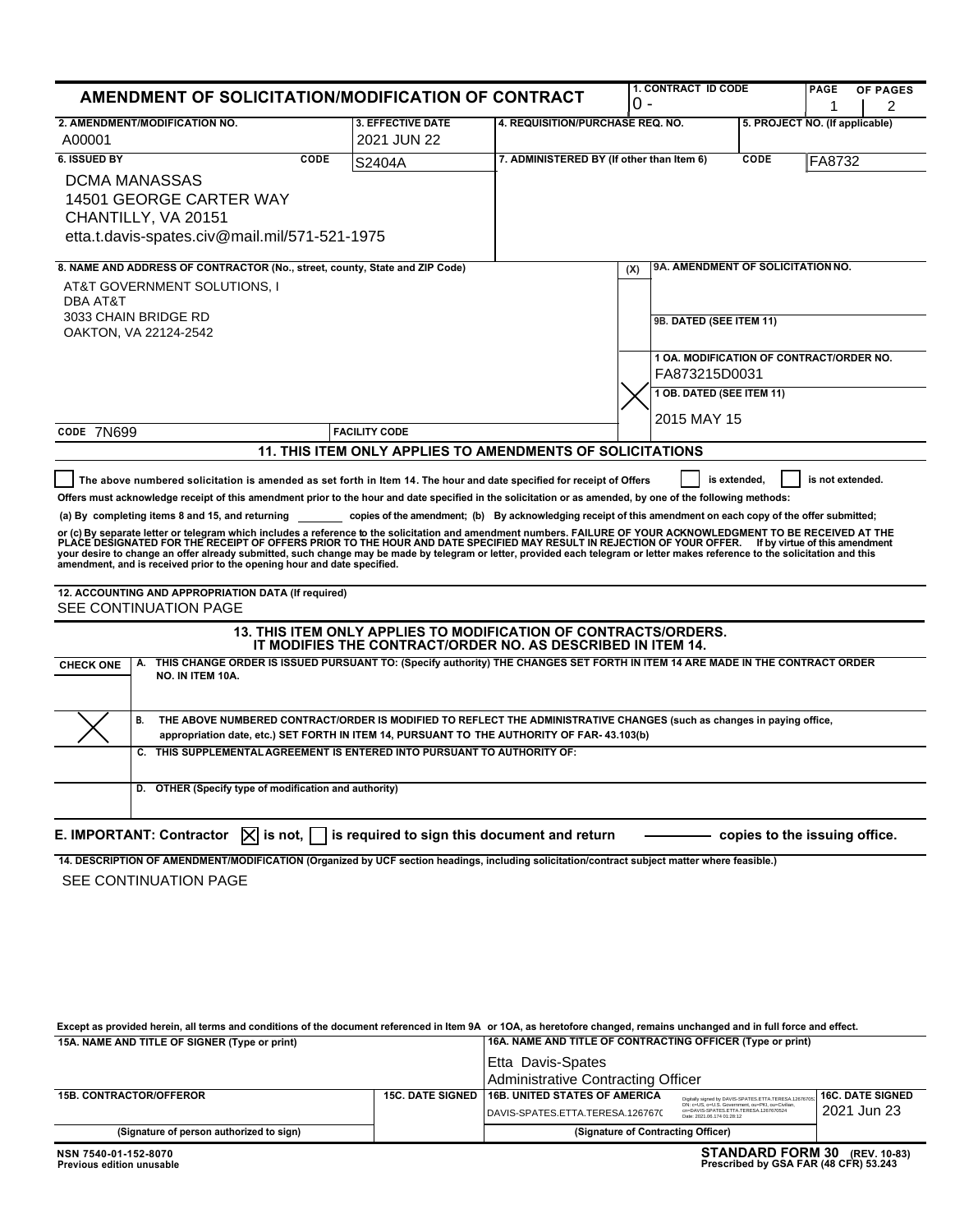# AMENDMENT OF SOLICITATION/MODIFICATION OF CONTRACT

| 1. CONTRACT ID CODE | PAGE | OF PAGES |
|---|---|---|
| 0 - | 1 | 2 |

| 2. AMENDMENT/MODIFICATION NO. | 3. EFFECTIVE DATE | 4. REQUISITION/PURCHASE REQ. NO. | 5. PROJECT NO. (If applicable) |
|---|---|---|---|
| A00001 | 2021 JUN 22 | | |

**6. ISSUED BY** CODE S2404A

DCMA MANASSAS
14501 GEORGE CARTER WAY
CHANTILLY, VA 20151
etta.t.davis-spates.civ@mail.mil/571-521-1975

**7. ADMINISTERED BY (If other than Item 6)** CODE FA8732

**8. NAME AND ADDRESS OF CONTRACTOR (No., street, county, State and ZIP Code)**

AT&T GOVERNMENT SOLUTIONS, I
DBA AT&T
3033 CHAIN BRIDGE RD
OAKTON, VA 22124-2542

CODE 7N699 FACILITY CODE

**9A. AMENDMENT OF SOLICITATION NO.**

**9B. DATED (SEE ITEM 11)**

**(X)** X **10A. MODIFICATION OF CONTRACT/ORDER NO.** FA873215D0031

**10B. DATED (SEE ITEM 11)** 2015 MAY 15

## 11. THIS ITEM ONLY APPLIES TO AMENDMENTS OF SOLICITATIONS

☐ The above numbered solicitation is amended as set forth in Item 14. The hour and date specified for receipt of Offers ☐ is extended, ☐ is not extended.

Offers must acknowledge receipt of this amendment prior to the hour and date specified in the solicitation or as amended, by one of the following methods:

(a) By completing items 8 and 15, and returning \_\_\_\_\_\_\_ copies of the amendment; (b) By acknowledging receipt of this amendment on each copy of the offer submitted; or (c) By separate letter or telegram which includes a reference to the solicitation and amendment numbers. FAILURE OF YOUR ACKNOWLEDGMENT TO BE RECEIVED AT THE PLACE DESIGNATED FOR THE RECEIPT OF OFFERS PRIOR TO THE HOUR AND DATE SPECIFIED MAY RESULT IN REJECTION OF YOUR OFFER. If by virtue of this amendment your desire to change an offer already submitted, such change may be made by telegram or letter, provided each telegram or letter makes reference to the solicitation and this amendment, and is received prior to the opening hour and date specified.

**12. ACCOUNTING AND APPROPRIATION DATA (If required)**

SEE CONTINUATION PAGE

## 13. THIS ITEM ONLY APPLIES TO MODIFICATION OF CONTRACTS/ORDERS. IT MODIFIES THE CONTRACT/ORDER NO. AS DESCRIBED IN ITEM 14.

| CHECK ONE | |
|---|---|
| | A. THIS CHANGE ORDER IS ISSUED PURSUANT TO: (Specify authority) THE CHANGES SET FORTH IN ITEM 14 ARE MADE IN THE CONTRACT ORDER NO. IN ITEM 10A. |
| X | B. THE ABOVE NUMBERED CONTRACT/ORDER IS MODIFIED TO REFLECT THE ADMINISTRATIVE CHANGES (such as changes in paying office, appropriation date, etc.) SET FORTH IN ITEM 14, PURSUANT TO THE AUTHORITY OF FAR- 43.103(b) |
| | C. THIS SUPPLEMENTAL AGREEMENT IS ENTERED INTO PURSUANT TO AUTHORITY OF: |
| | D. OTHER (Specify type of modification and authority) |

**E. IMPORTANT: Contractor** ☒ **is not,** ☐ **is required to sign this document and return** \_\_\_\_\_\_\_ **copies to the issuing office.**

**14. DESCRIPTION OF AMENDMENT/MODIFICATION (Organized by UCF section headings, including solicitation/contract subject matter where feasible.)**

SEE CONTINUATION PAGE

Except as provided herein, all terms and conditions of the document referenced in Item 9A or 10A, as heretofore changed, remains unchanged and in full force and effect.

| 15A. NAME AND TITLE OF SIGNER (Type or print) | | 16A. NAME AND TITLE OF CONTRACTING OFFICER (Type or print) | |
|---|---|---|---|
| | | Etta Davis-Spates<br>Administrative Contracting Officer | |
| **15B. CONTRACTOR/OFFEROR** | **15C. DATE SIGNED** | **16B. UNITED STATES OF AMERICA** | **16C. DATE SIGNED** |
| | | DAVIS-SPATES.ETTA.TERESA.126767 (Digitally signed by DAVIS-SPATES.ETTA.TERESA.1267670524; DN: c=US, o=U.S. Government, ou=PKI, ou=Civilian, cn=DAVIS-SPATES.ETTA.TERESA.1267670524; Date: 2021.06.174 01:28:12) | 2021 Jun 23 |
| (Signature of person authorized to sign) | | (Signature of Contracting Officer) | |

NSN 7540-01-152-8070
Previous edition unusable

STANDARD FORM 30 (REV. 10-83)
Prescribed by GSA FAR (48 CFR) 53.243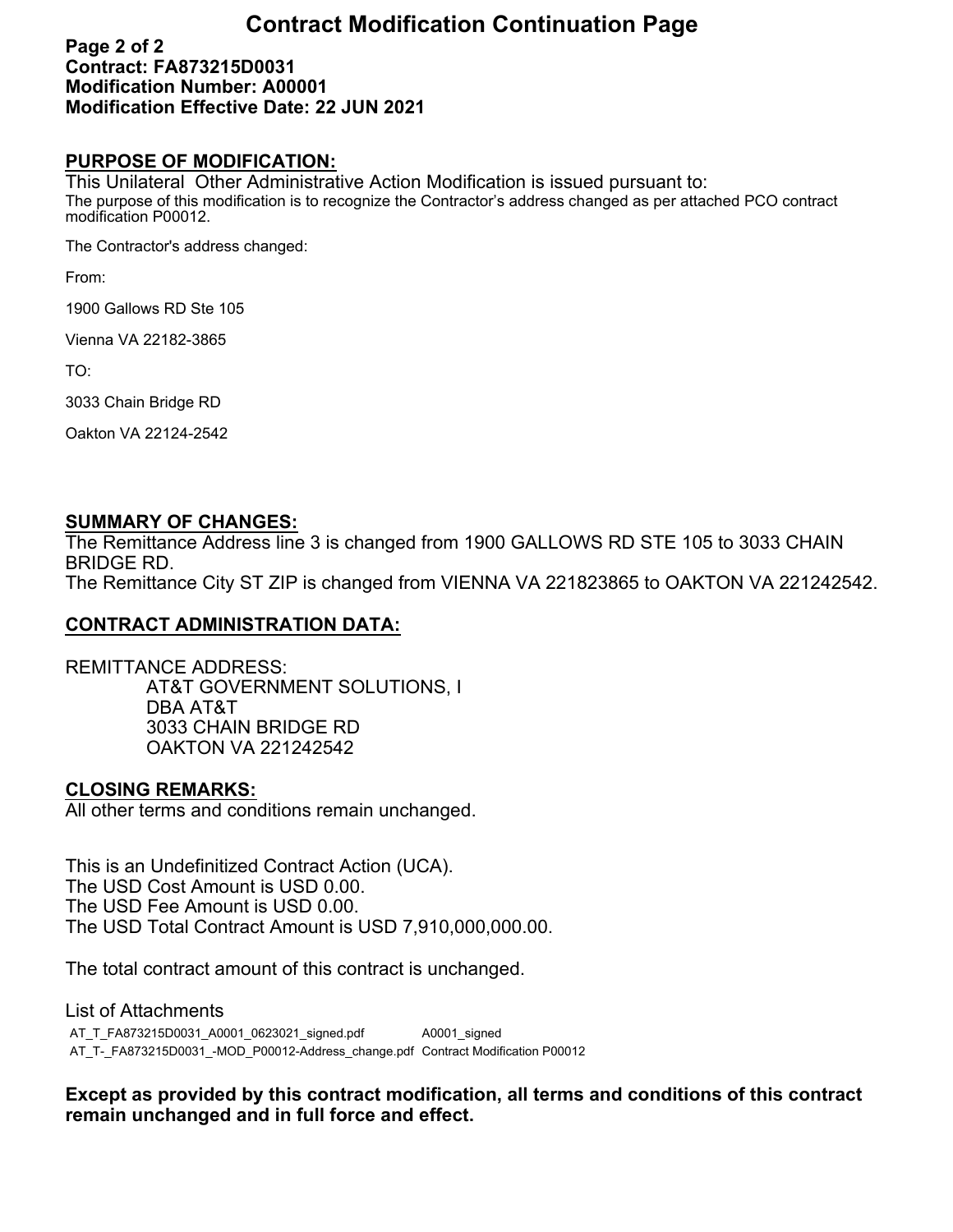# Contract Modification Continuation Page

**Contract: FA873215D0031**
**Modification Number: A00001**
**Modification Effective Date: 22 JUN 2021**

## PURPOSE OF MODIFICATION:

This Unilateral Other Administrative Action Modification is issued pursuant to:
The purpose of this modification is to recognize the Contractor's address changed as per attached PCO contract modification P00012.

The Contractor's address changed:

From:

1900 Gallows RD Ste 105

Vienna VA 22182-3865

TO:

3033 Chain Bridge RD

Oakton VA 22124-2542

## SUMMARY OF CHANGES:

The Remittance Address line 3 is changed from 1900 GALLOWS RD STE 105 to 3033 CHAIN BRIDGE RD.
The Remittance City ST ZIP is changed from VIENNA VA 221823865 to OAKTON VA 221242542.

## CONTRACT ADMINISTRATION DATA:

REMITTANCE ADDRESS:
AT&T GOVERNMENT SOLUTIONS, I
DBA AT&T
3033 CHAIN BRIDGE RD
OAKTON VA 221242542

## CLOSING REMARKS:

All other terms and conditions remain unchanged.

This is an Undefinitized Contract Action (UCA).
The USD Cost Amount is USD 0.00.
The USD Fee Amount is USD 0.00.
The USD Total Contract Amount is USD 7,910,000,000.00.

The total contract amount of this contract is unchanged.

List of Attachments

| | |
|---|---|
| AT_T_FA873215D0031_A0001_0623021_signed.pdf | A0001_signed |
| AT_T-_FA873215D0031_-MOD_P00012-Address_change.pdf | Contract Modification P00012 |

**Except as provided by this contract modification, all terms and conditions of this contract remain unchanged and in full force and effect.**